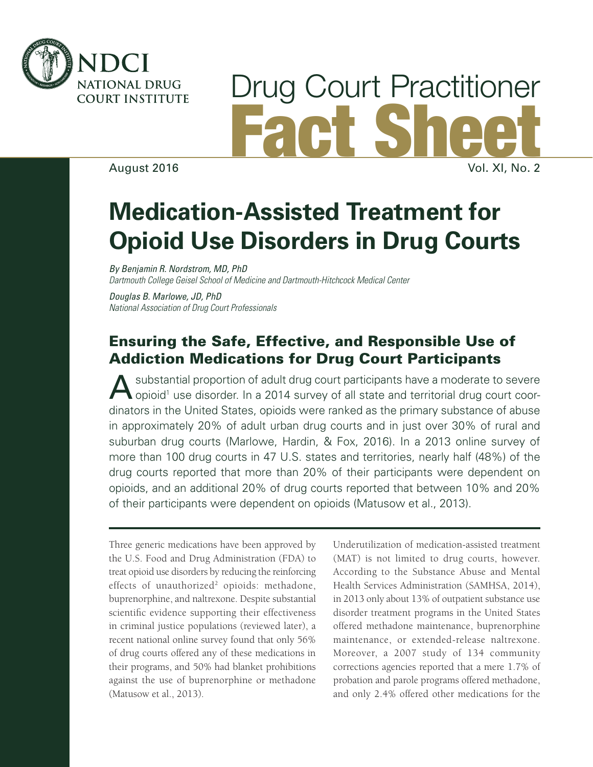NDCI
NATIONAL DRUG COURT INSTITUTE

# Drug Court Practitioner Fact Sheet

August 2016

# Medication-Assisted Treatment for Opioid Use Disorders in Drug Courts

*By Benjamin R. Nordstrom, MD, PhD*
*Dartmouth College Geisel School of Medicine and Dartmouth-Hitchcock Medical Center*

*Douglas B. Marlowe, JD, PhD*
*National Association of Drug Court Professionals*

## Ensuring the Safe, Effective, and Responsible Use of Addiction Medications for Drug Court Participants

A substantial proportion of adult drug court participants have a moderate to severe opioid[1] use disorder. In a 2014 survey of all state and territorial drug court coordinators in the United States, opioids were ranked as the primary substance of abuse in approximately 20% of adult urban drug courts and in just over 30% of rural and suburban drug courts (Marlowe, Hardin, & Fox, 2016). In a 2013 online survey of more than 100 drug courts in 47 U.S. states and territories, nearly half (48%) of the drug courts reported that more than 20% of their participants were dependent on opioids, and an additional 20% of drug courts reported that between 10% and 20% of their participants were dependent on opioids (Matusow et al., 2013).

Three generic medications have been approved by the U.S. Food and Drug Administration (FDA) to treat opioid use disorders by reducing the reinforcing effects of unauthorized[2] opioids: methadone, buprenorphine, and naltrexone. Despite substantial scientific evidence supporting their effectiveness in criminal justice populations (reviewed later), a recent national online survey found that only 56% of drug courts offered any of these medications in their programs, and 50% had blanket prohibitions against the use of buprenorphine or methadone (Matusow et al., 2013).

Underutilization of medication-assisted treatment (MAT) is not limited to drug courts, however. According to the Substance Abuse and Mental Health Services Administration (SAMHSA, 2014), in 2013 only about 13% of outpatient substance use disorder treatment programs in the United States offered methadone maintenance, buprenorphine maintenance, or extended-release naltrexone. Moreover, a 2007 study of 134 community corrections agencies reported that a mere 1.7% of probation and parole programs offered methadone, and only 2.4% offered other medications for the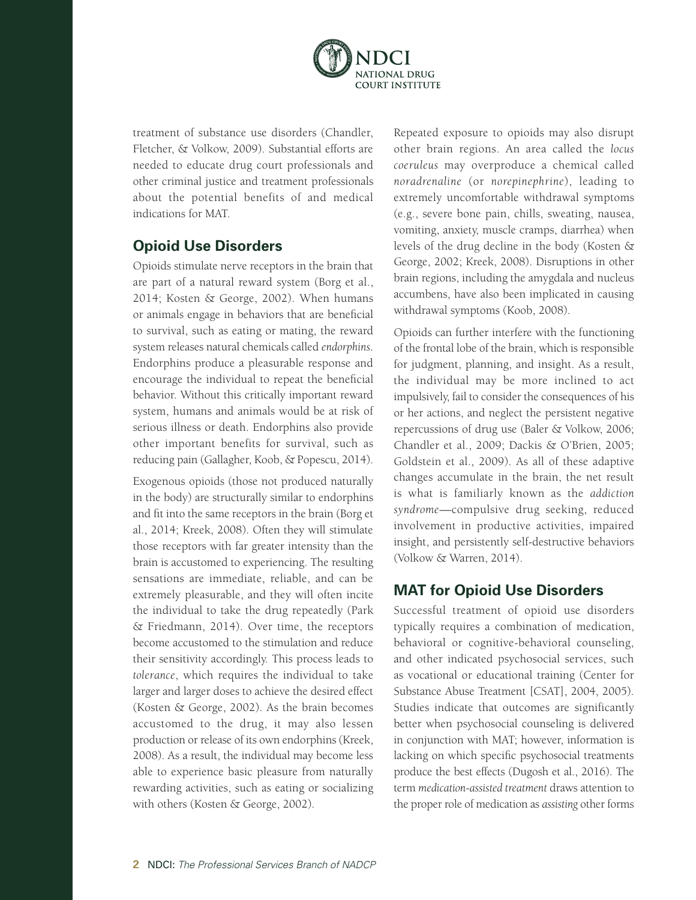treatment of substance use disorders (Chandler, Fletcher, & Volkow, 2009). Substantial efforts are needed to educate drug court professionals and other criminal justice and treatment professionals about the potential benefits of and medical indications for MAT.

## Opioid Use Disorders

Opioids stimulate nerve receptors in the brain that are part of a natural reward system (Borg et al., 2014; Kosten & George, 2002). When humans or animals engage in behaviors that are beneficial to survival, such as eating or mating, the reward system releases natural chemicals called *endorphins*. Endorphins produce a pleasurable response and encourage the individual to repeat the beneficial behavior. Without this critically important reward system, humans and animals would be at risk of serious illness or death. Endorphins also provide other important benefits for survival, such as reducing pain (Gallagher, Koob, & Popescu, 2014).

Exogenous opioids (those not produced naturally in the body) are structurally similar to endorphins and fit into the same receptors in the brain (Borg et al., 2014; Kreek, 2008). Often they will stimulate those receptors with far greater intensity than the brain is accustomed to experiencing. The resulting sensations are immediate, reliable, and can be extremely pleasurable, and they will often incite the individual to take the drug repeatedly (Park & Friedmann, 2014). Over time, the receptors become accustomed to the stimulation and reduce their sensitivity accordingly. This process leads to *tolerance*, which requires the individual to take larger and larger doses to achieve the desired effect (Kosten & George, 2002). As the brain becomes accustomed to the drug, it may also lessen production or release of its own endorphins (Kreek, 2008). As a result, the individual may become less able to experience basic pleasure from naturally rewarding activities, such as eating or socializing with others (Kosten & George, 2002).

Repeated exposure to opioids may also disrupt other brain regions. An area called the *locus coeruleus* may overproduce a chemical called *noradrenaline* (or *norepinephrine*), leading to extremely uncomfortable withdrawal symptoms (e.g., severe bone pain, chills, sweating, nausea, vomiting, anxiety, muscle cramps, diarrhea) when levels of the drug decline in the body (Kosten & George, 2002; Kreek, 2008). Disruptions in other brain regions, including the amygdala and nucleus accumbens, have also been implicated in causing withdrawal symptoms (Koob, 2008).

Opioids can further interfere with the functioning of the frontal lobe of the brain, which is responsible for judgment, planning, and insight. As a result, the individual may be more inclined to act impulsively, fail to consider the consequences of his or her actions, and neglect the persistent negative repercussions of drug use (Baler & Volkow, 2006; Chandler et al., 2009; Dackis & O'Brien, 2005; Goldstein et al., 2009). As all of these adaptive changes accumulate in the brain, the net result is what is familiarly known as the *addiction syndrome*—compulsive drug seeking, reduced involvement in productive activities, impaired insight, and persistently self-destructive behaviors (Volkow & Warren, 2014).

## MAT for Opioid Use Disorders

Successful treatment of opioid use disorders typically requires a combination of medication, behavioral or cognitive-behavioral counseling, and other indicated psychosocial services, such as vocational or educational training (Center for Substance Abuse Treatment [CSAT], 2004, 2005). Studies indicate that outcomes are significantly better when psychosocial counseling is delivered in conjunction with MAT; however, information is lacking on which specific psychosocial treatments produce the best effects (Dugosh et al., 2016). The term *medication-assisted treatment* draws attention to the proper role of medication as *assisting* other forms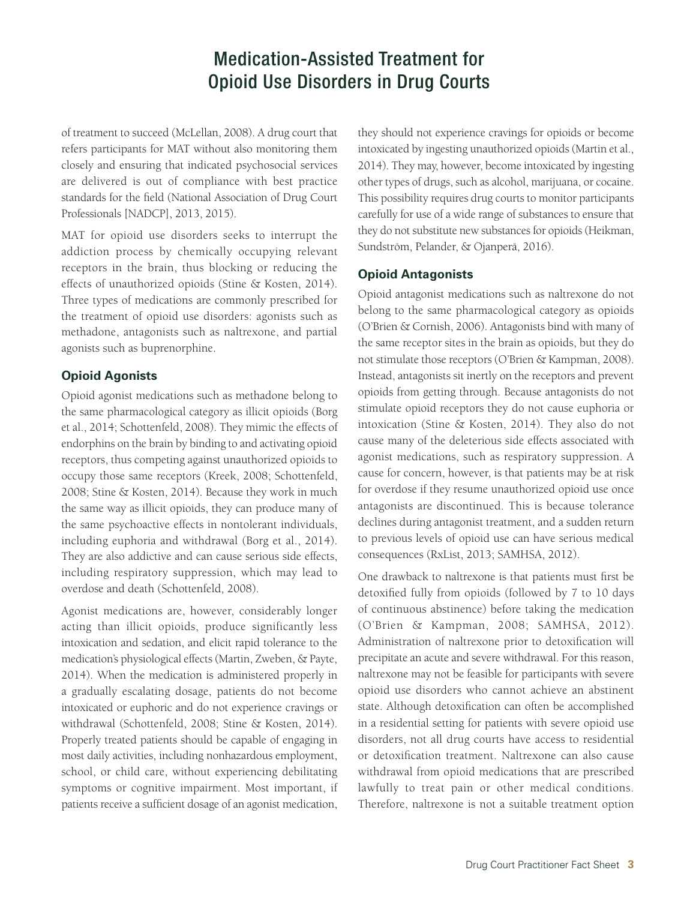of treatment to succeed (McLellan, 2008). A drug court that refers participants for MAT without also monitoring them closely and ensuring that indicated psychosocial services are delivered is out of compliance with best practice standards for the field (National Association of Drug Court Professionals [NADCP], 2013, 2015).

MAT for opioid use disorders seeks to interrupt the addiction process by chemically occupying relevant receptors in the brain, thus blocking or reducing the effects of unauthorized opioids (Stine & Kosten, 2014). Three types of medications are commonly prescribed for the treatment of opioid use disorders: agonists such as methadone, antagonists such as naltrexone, and partial agonists such as buprenorphine.

### Opioid Agonists

Opioid agonist medications such as methadone belong to the same pharmacological category as illicit opioids (Borg et al., 2014; Schottenfeld, 2008). They mimic the effects of endorphins on the brain by binding to and activating opioid receptors, thus competing against unauthorized opioids to occupy those same receptors (Kreek, 2008; Schottenfeld, 2008; Stine & Kosten, 2014). Because they work in much the same way as illicit opioids, they can produce many of the same psychoactive effects in nontolerant individuals, including euphoria and withdrawal (Borg et al., 2014). They are also addictive and can cause serious side effects, including respiratory suppression, which may lead to overdose and death (Schottenfeld, 2008).

Agonist medications are, however, considerably longer acting than illicit opioids, produce significantly less intoxication and sedation, and elicit rapid tolerance to the medication's physiological effects (Martin, Zweben, & Payte, 2014). When the medication is administered properly in a gradually escalating dosage, patients do not become intoxicated or euphoric and do not experience cravings or withdrawal (Schottenfeld, 2008; Stine & Kosten, 2014). Properly treated patients should be capable of engaging in most daily activities, including nonhazardous employment, school, or child care, without experiencing debilitating symptoms or cognitive impairment. Most important, if patients receive a sufficient dosage of an agonist medication, they should not experience cravings for opioids or become intoxicated by ingesting unauthorized opioids (Martin et al., 2014). They may, however, become intoxicated by ingesting other types of drugs, such as alcohol, marijuana, or cocaine. This possibility requires drug courts to monitor participants carefully for use of a wide range of substances to ensure that they do not substitute new substances for opioids (Heikman, Sundström, Pelander, & Ojanperä, 2016).

### Opioid Antagonists

Opioid antagonist medications such as naltrexone do not belong to the same pharmacological category as opioids (O'Brien & Cornish, 2006). Antagonists bind with many of the same receptor sites in the brain as opioids, but they do not stimulate those receptors (O'Brien & Kampman, 2008). Instead, antagonists sit inertly on the receptors and prevent opioids from getting through. Because antagonists do not stimulate opioid receptors they do not cause euphoria or intoxication (Stine & Kosten, 2014). They also do not cause many of the deleterious side effects associated with agonist medications, such as respiratory suppression. A cause for concern, however, is that patients may be at risk for overdose if they resume unauthorized opioid use once antagonists are discontinued. This is because tolerance declines during antagonist treatment, and a sudden return to previous levels of opioid use can have serious medical consequences (RxList, 2013; SAMHSA, 2012).

One drawback to naltrexone is that patients must first be detoxified fully from opioids (followed by 7 to 10 days of continuous abstinence) before taking the medication (O'Brien & Kampman, 2008; SAMHSA, 2012). Administration of naltrexone prior to detoxification will precipitate an acute and severe withdrawal. For this reason, naltrexone may not be feasible for participants with severe opioid use disorders who cannot achieve an abstinent state. Although detoxification can often be accomplished in a residential setting for patients with severe opioid use disorders, not all drug courts have access to residential or detoxification treatment. Naltrexone can also cause withdrawal from opioid medications that are prescribed lawfully to treat pain or other medical conditions. Therefore, naltrexone is not a suitable treatment option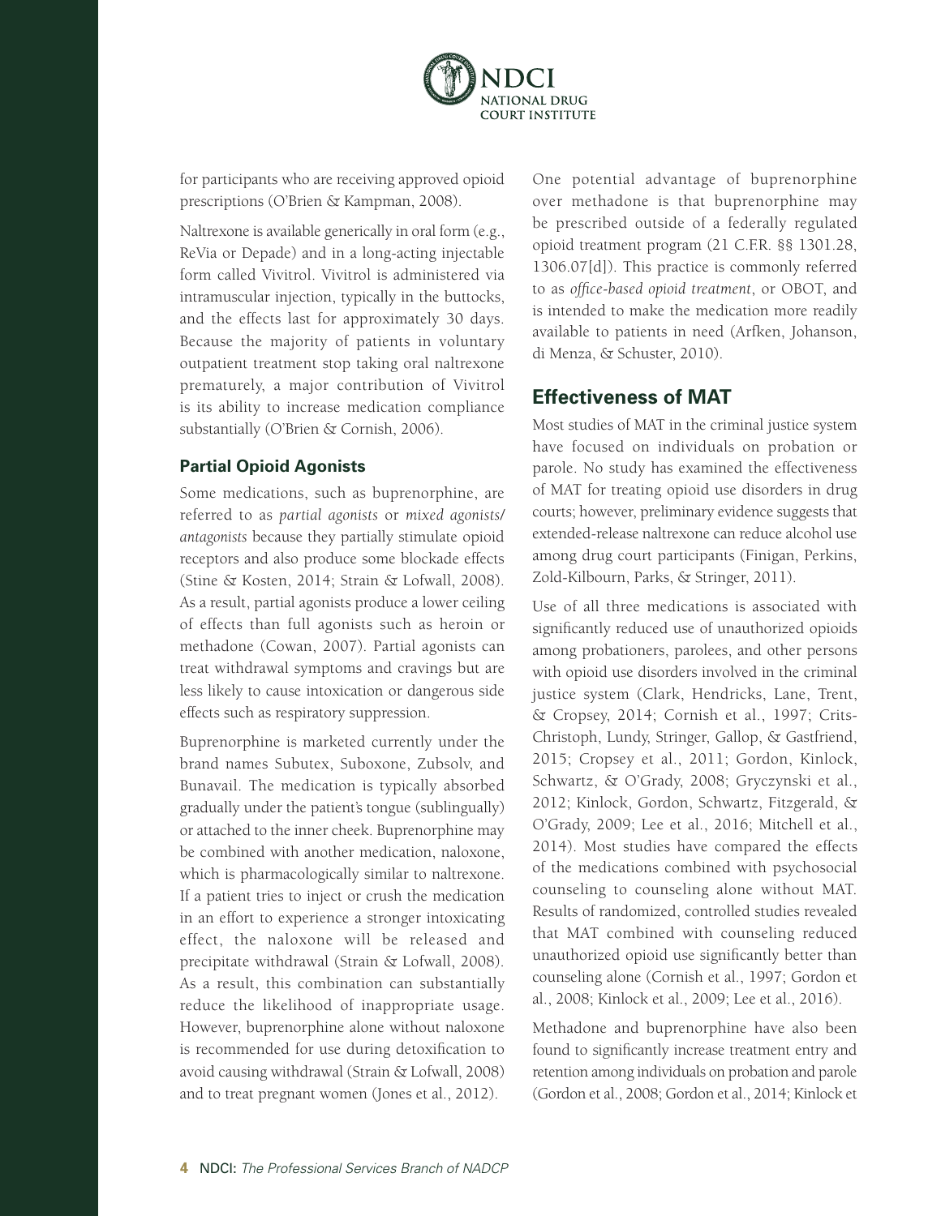for participants who are receiving approved opioid prescriptions (O'Brien & Kampman, 2008).

Naltrexone is available generically in oral form (e.g., ReVia or Depade) and in a long-acting injectable form called Vivitrol. Vivitrol is administered via intramuscular injection, typically in the buttocks, and the effects last for approximately 30 days. Because the majority of patients in voluntary outpatient treatment stop taking oral naltrexone prematurely, a major contribution of Vivitrol is its ability to increase medication compliance substantially (O'Brien & Cornish, 2006).

### Partial Opioid Agonists

Some medications, such as buprenorphine, are referred to as *partial agonists* or *mixed agonists/antagonists* because they partially stimulate opioid receptors and also produce some blockade effects (Stine & Kosten, 2014; Strain & Lofwall, 2008). As a result, partial agonists produce a lower ceiling of effects than full agonists such as heroin or methadone (Cowan, 2007). Partial agonists can treat withdrawal symptoms and cravings but are less likely to cause intoxication or dangerous side effects such as respiratory suppression.

Buprenorphine is marketed currently under the brand names Subutex, Suboxone, Zubsolv, and Bunavail. The medication is typically absorbed gradually under the patient's tongue (sublingually) or attached to the inner cheek. Buprenorphine may be combined with another medication, naloxone, which is pharmacologically similar to naltrexone. If a patient tries to inject or crush the medication in an effort to experience a stronger intoxicating effect, the naloxone will be released and precipitate withdrawal (Strain & Lofwall, 2008). As a result, this combination can substantially reduce the likelihood of inappropriate usage. However, buprenorphine alone without naloxone is recommended for use during detoxification to avoid causing withdrawal (Strain & Lofwall, 2008) and to treat pregnant women (Jones et al., 2012).

One potential advantage of buprenorphine over methadone is that buprenorphine may be prescribed outside of a federally regulated opioid treatment program (21 C.F.R. §§ 1301.28, 1306.07[d]). This practice is commonly referred to as *office-based opioid treatment*, or OBOT, and is intended to make the medication more readily available to patients in need (Arfken, Johanson, di Menza, & Schuster, 2010).

## Effectiveness of MAT

Most studies of MAT in the criminal justice system have focused on individuals on probation or parole. No study has examined the effectiveness of MAT for treating opioid use disorders in drug courts; however, preliminary evidence suggests that extended-release naltrexone can reduce alcohol use among drug court participants (Finigan, Perkins, Zold-Kilbourn, Parks, & Stringer, 2011).

Use of all three medications is associated with significantly reduced use of unauthorized opioids among probationers, parolees, and other persons with opioid use disorders involved in the criminal justice system (Clark, Hendricks, Lane, Trent, & Cropsey, 2014; Cornish et al., 1997; Crits-Christoph, Lundy, Stringer, Gallop, & Gastfriend, 2015; Cropsey et al., 2011; Gordon, Kinlock, Schwartz, & O'Grady, 2008; Gryczynski et al., 2012; Kinlock, Gordon, Schwartz, Fitzgerald, & O'Grady, 2009; Lee et al., 2016; Mitchell et al., 2014). Most studies have compared the effects of the medications combined with psychosocial counseling to counseling alone without MAT. Results of randomized, controlled studies revealed that MAT combined with counseling reduced unauthorized opioid use significantly better than counseling alone (Cornish et al., 1997; Gordon et al., 2008; Kinlock et al., 2009; Lee et al., 2016).

Methadone and buprenorphine have also been found to significantly increase treatment entry and retention among individuals on probation and parole (Gordon et al., 2008; Gordon et al., 2014; Kinlock et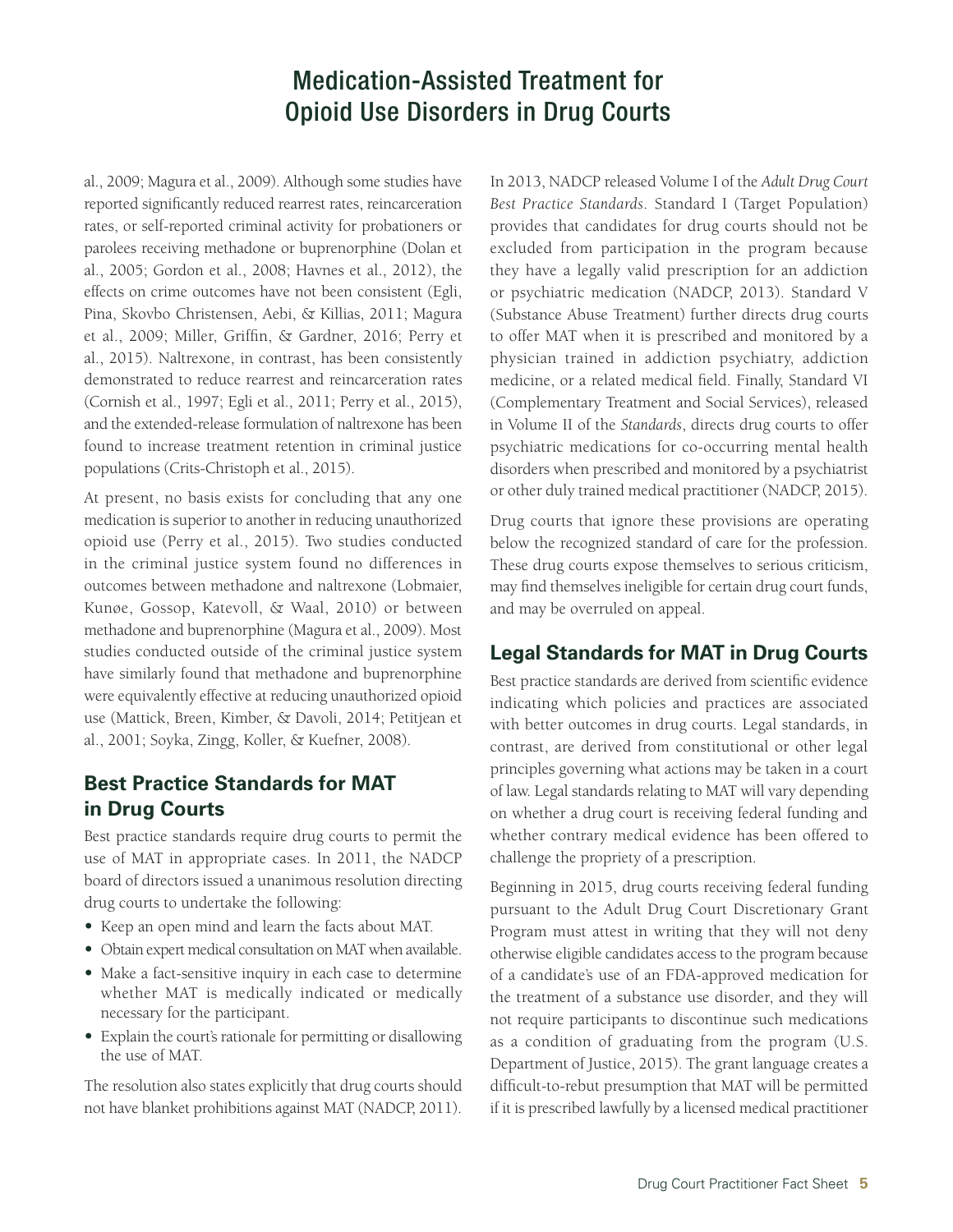al., 2009; Magura et al., 2009). Although some studies have reported significantly reduced rearrest rates, reincarceration rates, or self-reported criminal activity for probationers or parolees receiving methadone or buprenorphine (Dolan et al., 2005; Gordon et al., 2008; Havnes et al., 2012), the effects on crime outcomes have not been consistent (Egli, Pina, Skovbo Christensen, Aebi, & Killias, 2011; Magura et al., 2009; Miller, Griffin, & Gardner, 2016; Perry et al., 2015). Naltrexone, in contrast, has been consistently demonstrated to reduce rearrest and reincarceration rates (Cornish et al., 1997; Egli et al., 2011; Perry et al., 2015), and the extended-release formulation of naltrexone has been found to increase treatment retention in criminal justice populations (Crits-Christoph et al., 2015).

At present, no basis exists for concluding that any one medication is superior to another in reducing unauthorized opioid use (Perry et al., 2015). Two studies conducted in the criminal justice system found no differences in outcomes between methadone and naltrexone (Lobmaier, Kunøe, Gossop, Katevoll, & Waal, 2010) or between methadone and buprenorphine (Magura et al., 2009). Most studies conducted outside of the criminal justice system have similarly found that methadone and buprenorphine were equivalently effective at reducing unauthorized opioid use (Mattick, Breen, Kimber, & Davoli, 2014; Petitjean et al., 2001; Soyka, Zingg, Koller, & Kuefner, 2008).

## Best Practice Standards for MAT in Drug Courts

Best practice standards require drug courts to permit the use of MAT in appropriate cases. In 2011, the NADCP board of directors issued a unanimous resolution directing drug courts to undertake the following:

- Keep an open mind and learn the facts about MAT.
- Obtain expert medical consultation on MAT when available.
- Make a fact-sensitive inquiry in each case to determine whether MAT is medically indicated or medically necessary for the participant.
- Explain the court's rationale for permitting or disallowing the use of MAT.

The resolution also states explicitly that drug courts should not have blanket prohibitions against MAT (NADCP, 2011).

In 2013, NADCP released Volume I of the *Adult Drug Court Best Practice Standards*. Standard I (Target Population) provides that candidates for drug courts should not be excluded from participation in the program because they have a legally valid prescription for an addiction or psychiatric medication (NADCP, 2013). Standard V (Substance Abuse Treatment) further directs drug courts to offer MAT when it is prescribed and monitored by a physician trained in addiction psychiatry, addiction medicine, or a related medical field. Finally, Standard VI (Complementary Treatment and Social Services), released in Volume II of the *Standards*, directs drug courts to offer psychiatric medications for co-occurring mental health disorders when prescribed and monitored by a psychiatrist or other duly trained medical practitioner (NADCP, 2015).

Drug courts that ignore these provisions are operating below the recognized standard of care for the profession. These drug courts expose themselves to serious criticism, may find themselves ineligible for certain drug court funds, and may be overruled on appeal.

## Legal Standards for MAT in Drug Courts

Best practice standards are derived from scientific evidence indicating which policies and practices are associated with better outcomes in drug courts. Legal standards, in contrast, are derived from constitutional or other legal principles governing what actions may be taken in a court of law. Legal standards relating to MAT will vary depending on whether a drug court is receiving federal funding and whether contrary medical evidence has been offered to challenge the propriety of a prescription.

Beginning in 2015, drug courts receiving federal funding pursuant to the Adult Drug Court Discretionary Grant Program must attest in writing that they will not deny otherwise eligible candidates access to the program because of a candidate's use of an FDA-approved medication for the treatment of a substance use disorder, and they will not require participants to discontinue such medications as a condition of graduating from the program (U.S. Department of Justice, 2015). The grant language creates a difficult-to-rebut presumption that MAT will be permitted if it is prescribed lawfully by a licensed medical practitioner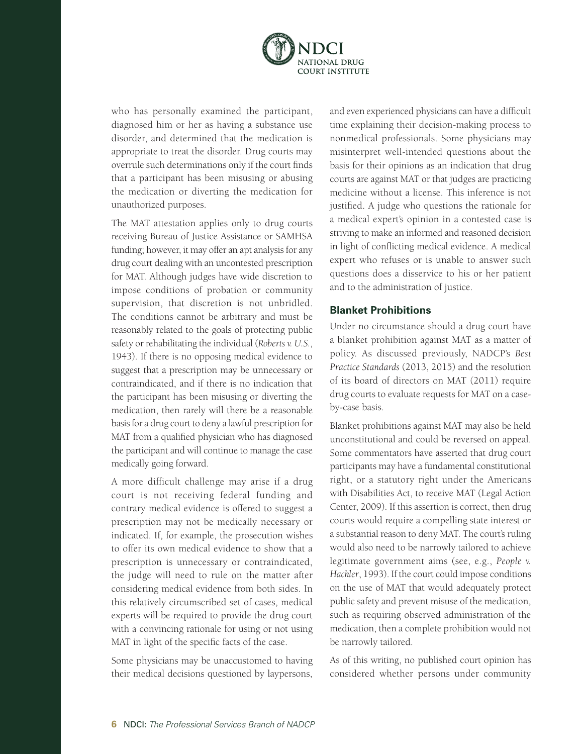who has personally examined the participant, diagnosed him or her as having a substance use disorder, and determined that the medication is appropriate to treat the disorder. Drug courts may overrule such determinations only if the court finds that a participant has been misusing or abusing the medication or diverting the medication for unauthorized purposes.

The MAT attestation applies only to drug courts receiving Bureau of Justice Assistance or SAMHSA funding; however, it may offer an apt analysis for any drug court dealing with an uncontested prescription for MAT. Although judges have wide discretion to impose conditions of probation or community supervision, that discretion is not unbridled. The conditions cannot be arbitrary and must be reasonably related to the goals of protecting public safety or rehabilitating the individual (*Roberts v. U.S.*, 1943). If there is no opposing medical evidence to suggest that a prescription may be unnecessary or contraindicated, and if there is no indication that the participant has been misusing or diverting the medication, then rarely will there be a reasonable basis for a drug court to deny a lawful prescription for MAT from a qualified physician who has diagnosed the participant and will continue to manage the case medically going forward.

A more difficult challenge may arise if a drug court is not receiving federal funding and contrary medical evidence is offered to suggest a prescription may not be medically necessary or indicated. If, for example, the prosecution wishes to offer its own medical evidence to show that a prescription is unnecessary or contraindicated, the judge will need to rule on the matter after considering medical evidence from both sides. In this relatively circumscribed set of cases, medical experts will be required to provide the drug court with a convincing rationale for using or not using MAT in light of the specific facts of the case.

Some physicians may be unaccustomed to having their medical decisions questioned by laypersons, and even experienced physicians can have a difficult time explaining their decision-making process to nonmedical professionals. Some physicians may misinterpret well-intended questions about the basis for their opinions as an indication that drug courts are against MAT or that judges are practicing medicine without a license. This inference is not justified. A judge who questions the rationale for a medical expert's opinion in a contested case is striving to make an informed and reasoned decision in light of conflicting medical evidence. A medical expert who refuses or is unable to answer such questions does a disservice to his or her patient and to the administration of justice.

### Blanket Prohibitions

Under no circumstance should a drug court have a blanket prohibition against MAT as a matter of policy. As discussed previously, NADCP's *Best Practice Standards* (2013, 2015) and the resolution of its board of directors on MAT (2011) require drug courts to evaluate requests for MAT on a case-by-case basis.

Blanket prohibitions against MAT may also be held unconstitutional and could be reversed on appeal. Some commentators have asserted that drug court participants may have a fundamental constitutional right, or a statutory right under the Americans with Disabilities Act, to receive MAT (Legal Action Center, 2009). If this assertion is correct, then drug courts would require a compelling state interest or a substantial reason to deny MAT. The court's ruling would also need to be narrowly tailored to achieve legitimate government aims (see, e.g., *People v. Hackler*, 1993). If the court could impose conditions on the use of MAT that would adequately protect public safety and prevent misuse of the medication, such as requiring observed administration of the medication, then a complete prohibition would not be narrowly tailored.

As of this writing, no published court opinion has considered whether persons under community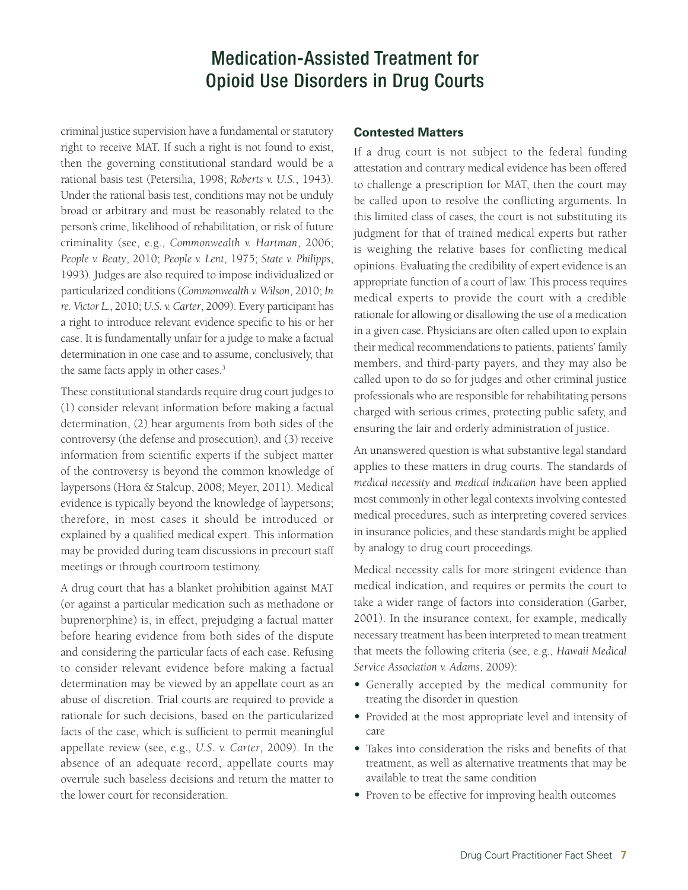criminal justice supervision have a fundamental or statutory right to receive MAT. If such a right is not found to exist, then the governing constitutional standard would be a rational basis test (Petersilia, 1998; *Roberts v. U.S.*, 1943). Under the rational basis test, conditions may not be unduly broad or arbitrary and must be reasonably related to the person's crime, likelihood of rehabilitation, or risk of future criminality (see, e.g., *Commonwealth v. Hartman*, 2006; *People v. Beaty*, 2010; *People v. Lent*, 1975; *State v. Philipps*, 1993). Judges are also required to impose individualized or particularized conditions (*Commonwealth v. Wilson*, 2010; *In re. Victor L.*, 2010; *U.S. v. Carter*, 2009). Every participant has a right to introduce relevant evidence specific to his or her case. It is fundamentally unfair for a judge to make a factual determination in one case and to assume, conclusively, that the same facts apply in other cases.[3]

These constitutional standards require drug court judges to (1) consider relevant information before making a factual determination, (2) hear arguments from both sides of the controversy (the defense and prosecution), and (3) receive information from scientific experts if the subject matter of the controversy is beyond the common knowledge of laypersons (Hora & Stalcup, 2008; Meyer, 2011). Medical evidence is typically beyond the knowledge of laypersons; therefore, in most cases it should be introduced or explained by a qualified medical expert. This information may be provided during team discussions in precourt staff meetings or through courtroom testimony.

A drug court that has a blanket prohibition against MAT (or against a particular medication such as methadone or buprenorphine) is, in effect, prejudging a factual matter before hearing evidence from both sides of the dispute and considering the particular facts of each case. Refusing to consider relevant evidence before making a factual determination may be viewed by an appellate court as an abuse of discretion. Trial courts are required to provide a rationale for such decisions, based on the particularized facts of the case, which is sufficient to permit meaningful appellate review (see, e.g., *U.S. v. Carter*, 2009). In the absence of an adequate record, appellate courts may overrule such baseless decisions and return the matter to the lower court for reconsideration.

### Contested Matters

If a drug court is not subject to the federal funding attestation and contrary medical evidence has been offered to challenge a prescription for MAT, then the court may be called upon to resolve the conflicting arguments. In this limited class of cases, the court is not substituting its judgment for that of trained medical experts but rather is weighing the relative bases for conflicting medical opinions. Evaluating the credibility of expert evidence is an appropriate function of a court of law. This process requires medical experts to provide the court with a credible rationale for allowing or disallowing the use of a medication in a given case. Physicians are often called upon to explain their medical recommendations to patients, patients' family members, and third-party payers, and they may also be called upon to do so for judges and other criminal justice professionals who are responsible for rehabilitating persons charged with serious crimes, protecting public safety, and ensuring the fair and orderly administration of justice.

An unanswered question is what substantive legal standard applies to these matters in drug courts. The standards of *medical necessity* and *medical indication* have been applied most commonly in other legal contexts involving contested medical procedures, such as interpreting covered services in insurance policies, and these standards might be applied by analogy to drug court proceedings.

Medical necessity calls for more stringent evidence than medical indication, and requires or permits the court to take a wider range of factors into consideration (Garber, 2001). In the insurance context, for example, medically necessary treatment has been interpreted to mean treatment that meets the following criteria (see, e.g., *Hawaii Medical Service Association v. Adams*, 2009):

- Generally accepted by the medical community for treating the disorder in question
- Provided at the most appropriate level and intensity of care
- Takes into consideration the risks and benefits of that treatment, as well as alternative treatments that may be available to treat the same condition
- Proven to be effective for improving health outcomes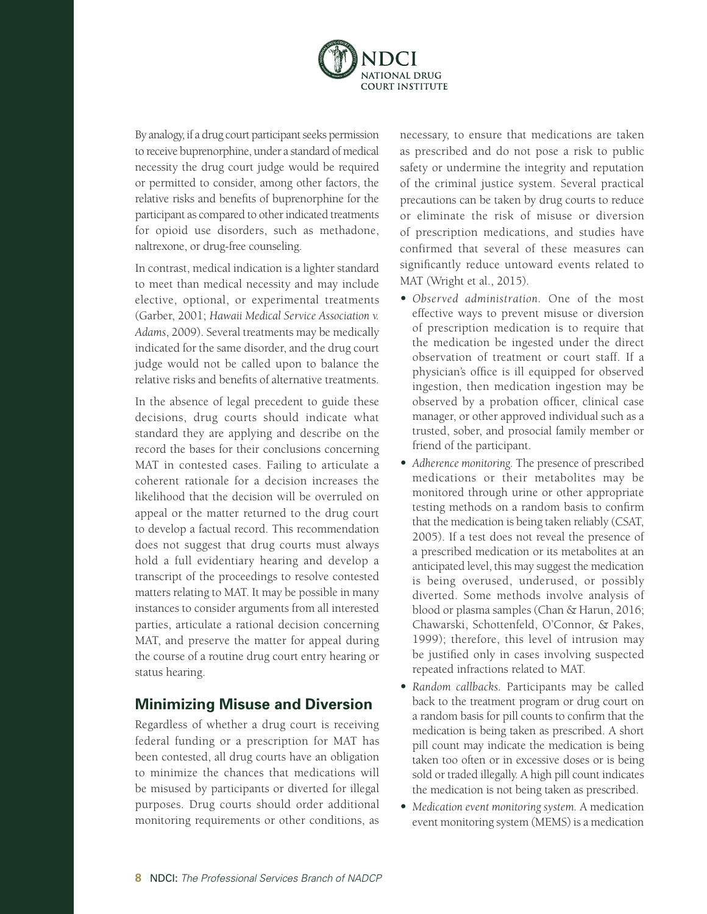By analogy, if a drug court participant seeks permission to receive buprenorphine, under a standard of medical necessity the drug court judge would be required or permitted to consider, among other factors, the relative risks and benefits of buprenorphine for the participant as compared to other indicated treatments for opioid use disorders, such as methadone, naltrexone, or drug-free counseling.

In contrast, medical indication is a lighter standard to meet than medical necessity and may include elective, optional, or experimental treatments (Garber, 2001; *Hawaii Medical Service Association v. Adams*, 2009). Several treatments may be medically indicated for the same disorder, and the drug court judge would not be called upon to balance the relative risks and benefits of alternative treatments.

In the absence of legal precedent to guide these decisions, drug courts should indicate what standard they are applying and describe on the record the bases for their conclusions concerning MAT in contested cases. Failing to articulate a coherent rationale for a decision increases the likelihood that the decision will be overruled on appeal or the matter returned to the drug court to develop a factual record. This recommendation does not suggest that drug courts must always hold a full evidentiary hearing and develop a transcript of the proceedings to resolve contested matters relating to MAT. It may be possible in many instances to consider arguments from all interested parties, articulate a rational decision concerning MAT, and preserve the matter for appeal during the course of a routine drug court entry hearing or status hearing.

## Minimizing Misuse and Diversion

Regardless of whether a drug court is receiving federal funding or a prescription for MAT has been contested, all drug courts have an obligation to minimize the chances that medications will be misused by participants or diverted for illegal purposes. Drug courts should order additional monitoring requirements or other conditions, as necessary, to ensure that medications are taken as prescribed and do not pose a risk to public safety or undermine the integrity and reputation of the criminal justice system. Several practical precautions can be taken by drug courts to reduce or eliminate the risk of misuse or diversion of prescription medications, and studies have confirmed that several of these measures can significantly reduce untoward events related to MAT (Wright et al., 2015).

- *Observed administration.* One of the most effective ways to prevent misuse or diversion of prescription medication is to require that the medication be ingested under the direct observation of treatment or court staff. If a physician's office is ill equipped for observed ingestion, then medication ingestion may be observed by a probation officer, clinical case manager, or other approved individual such as a trusted, sober, and prosocial family member or friend of the participant.
- *Adherence monitoring.* The presence of prescribed medications or their metabolites may be monitored through urine or other appropriate testing methods on a random basis to confirm that the medication is being taken reliably (CSAT, 2005). If a test does not reveal the presence of a prescribed medication or its metabolites at an anticipated level, this may suggest the medication is being overused, underused, or possibly diverted. Some methods involve analysis of blood or plasma samples (Chan & Harun, 2016; Chawarski, Schottenfeld, O'Connor, & Pakes, 1999); therefore, this level of intrusion may be justified only in cases involving suspected repeated infractions related to MAT.
- *Random callbacks.* Participants may be called back to the treatment program or drug court on a random basis for pill counts to confirm that the medication is being taken as prescribed. A short pill count may indicate the medication is being taken too often or in excessive doses or is being sold or traded illegally. A high pill count indicates the medication is not being taken as prescribed.
- *Medication event monitoring system.* A medication event monitoring system (MEMS) is a medication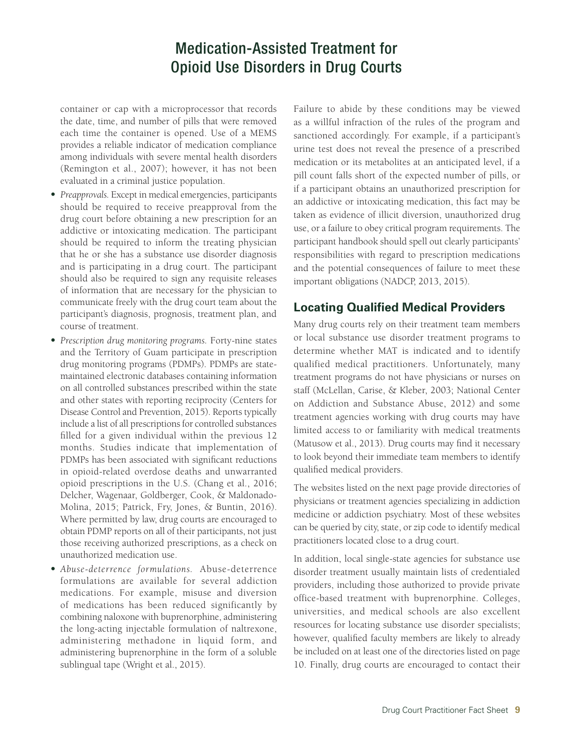container or cap with a microprocessor that records the date, time, and number of pills that were removed each time the container is opened. Use of a MEMS provides a reliable indicator of medication compliance among individuals with severe mental health disorders (Remington et al., 2007); however, it has not been evaluated in a criminal justice population.

- *Preapprovals.* Except in medical emergencies, participants should be required to receive preapproval from the drug court before obtaining a new prescription for an addictive or intoxicating medication. The participant should be required to inform the treating physician that he or she has a substance use disorder diagnosis and is participating in a drug court. The participant should also be required to sign any requisite releases of information that are necessary for the physician to communicate freely with the drug court team about the participant's diagnosis, prognosis, treatment plan, and course of treatment.
- *Prescription drug monitoring programs.* Forty-nine states and the Territory of Guam participate in prescription drug monitoring programs (PDMPs). PDMPs are state-maintained electronic databases containing information on all controlled substances prescribed within the state and other states with reporting reciprocity (Centers for Disease Control and Prevention, 2015). Reports typically include a list of all prescriptions for controlled substances filled for a given individual within the previous 12 months. Studies indicate that implementation of PDMPs has been associated with significant reductions in opioid-related overdose deaths and unwarranted opioid prescriptions in the U.S. (Chang et al., 2016; Delcher, Wagenaar, Goldberger, Cook, & Maldonado-Molina, 2015; Patrick, Fry, Jones, & Buntin, 2016). Where permitted by law, drug courts are encouraged to obtain PDMP reports on all of their participants, not just those receiving authorized prescriptions, as a check on unauthorized medication use.
- *Abuse-deterrence formulations.* Abuse-deterrence formulations are available for several addiction medications. For example, misuse and diversion of medications has been reduced significantly by combining naloxone with buprenorphine, administering the long-acting injectable formulation of naltrexone, administering methadone in liquid form, and administering buprenorphine in the form of a soluble sublingual tape (Wright et al., 2015).

Failure to abide by these conditions may be viewed as a willful infraction of the rules of the program and sanctioned accordingly. For example, if a participant's urine test does not reveal the presence of a prescribed medication or its metabolites at an anticipated level, if a pill count falls short of the expected number of pills, or if a participant obtains an unauthorized prescription for an addictive or intoxicating medication, this fact may be taken as evidence of illicit diversion, unauthorized drug use, or a failure to obey critical program requirements. The participant handbook should spell out clearly participants' responsibilities with regard to prescription medications and the potential consequences of failure to meet these important obligations (NADCP, 2013, 2015).

## Locating Qualified Medical Providers

Many drug courts rely on their treatment team members or local substance use disorder treatment programs to determine whether MAT is indicated and to identify qualified medical practitioners. Unfortunately, many treatment programs do not have physicians or nurses on staff (McLellan, Carise, & Kleber, 2003; National Center on Addiction and Substance Abuse, 2012) and some treatment agencies working with drug courts may have limited access to or familiarity with medical treatments (Matusow et al., 2013). Drug courts may find it necessary to look beyond their immediate team members to identify qualified medical providers.

The websites listed on the next page provide directories of physicians or treatment agencies specializing in addiction medicine or addiction psychiatry. Most of these websites can be queried by city, state, or zip code to identify medical practitioners located close to a drug court.

In addition, local single-state agencies for substance use disorder treatment usually maintain lists of credentialed providers, including those authorized to provide private office-based treatment with buprenorphine. Colleges, universities, and medical schools are also excellent resources for locating substance use disorder specialists; however, qualified faculty members are likely to already be included on at least one of the directories listed on page 10. Finally, drug courts are encouraged to contact their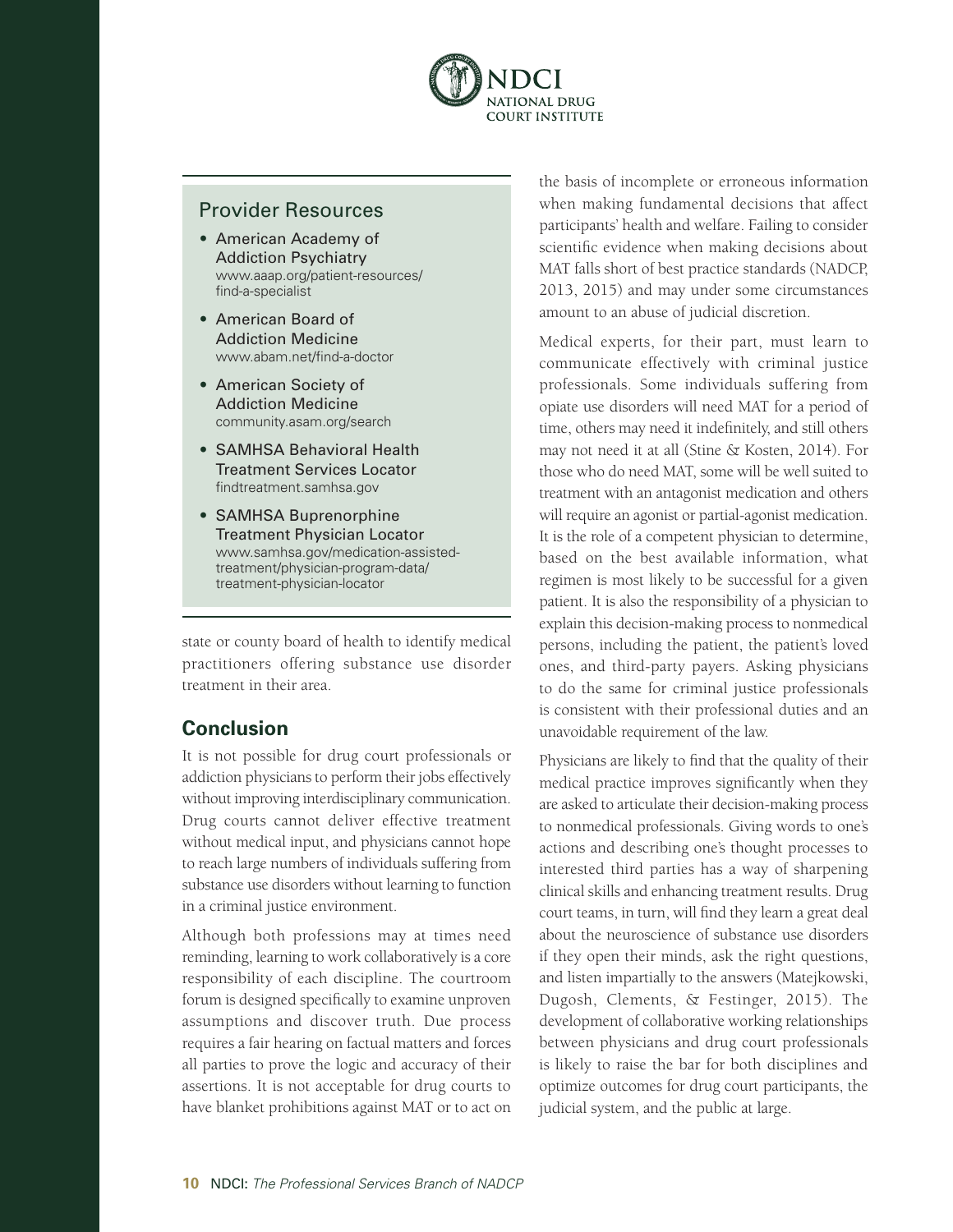## Provider Resources

- American Academy of Addiction Psychiatry
  www.aaap.org/patient-resources/find-a-specialist
- American Board of Addiction Medicine
  www.abam.net/find-a-doctor
- American Society of Addiction Medicine
  community.asam.org/search
- SAMHSA Behavioral Health Treatment Services Locator
  findtreatment.samhsa.gov
- SAMHSA Buprenorphine Treatment Physician Locator
  www.samhsa.gov/medication-assisted-treatment/physician-program-data/treatment-physician-locator

state or county board of health to identify medical practitioners offering substance use disorder treatment in their area.

## Conclusion

It is not possible for drug court professionals or addiction physicians to perform their jobs effectively without improving interdisciplinary communication. Drug courts cannot deliver effective treatment without medical input, and physicians cannot hope to reach large numbers of individuals suffering from substance use disorders without learning to function in a criminal justice environment.

Although both professions may at times need reminding, learning to work collaboratively is a core responsibility of each discipline. The courtroom forum is designed specifically to examine unproven assumptions and discover truth. Due process requires a fair hearing on factual matters and forces all parties to prove the logic and accuracy of their assertions. It is not acceptable for drug courts to have blanket prohibitions against MAT or to act on the basis of incomplete or erroneous information when making fundamental decisions that affect participants' health and welfare. Failing to consider scientific evidence when making decisions about MAT falls short of best practice standards (NADCP, 2013, 2015) and may under some circumstances amount to an abuse of judicial discretion.

Medical experts, for their part, must learn to communicate effectively with criminal justice professionals. Some individuals suffering from opiate use disorders will need MAT for a period of time, others may need it indefinitely, and still others may not need it at all (Stine & Kosten, 2014). For those who do need MAT, some will be well suited to treatment with an antagonist medication and others will require an agonist or partial-agonist medication. It is the role of a competent physician to determine, based on the best available information, what regimen is most likely to be successful for a given patient. It is also the responsibility of a physician to explain this decision-making process to nonmedical persons, including the patient, the patient's loved ones, and third-party payers. Asking physicians to do the same for criminal justice professionals is consistent with their professional duties and an unavoidable requirement of the law.

Physicians are likely to find that the quality of their medical practice improves significantly when they are asked to articulate their decision-making process to nonmedical professionals. Giving words to one's actions and describing one's thought processes to interested third parties has a way of sharpening clinical skills and enhancing treatment results. Drug court teams, in turn, will find they learn a great deal about the neuroscience of substance use disorders if they open their minds, ask the right questions, and listen impartially to the answers (Matejkowski, Dugosh, Clements, & Festinger, 2015). The development of collaborative working relationships between physicians and drug court professionals is likely to raise the bar for both disciplines and optimize outcomes for drug court participants, the judicial system, and the public at large.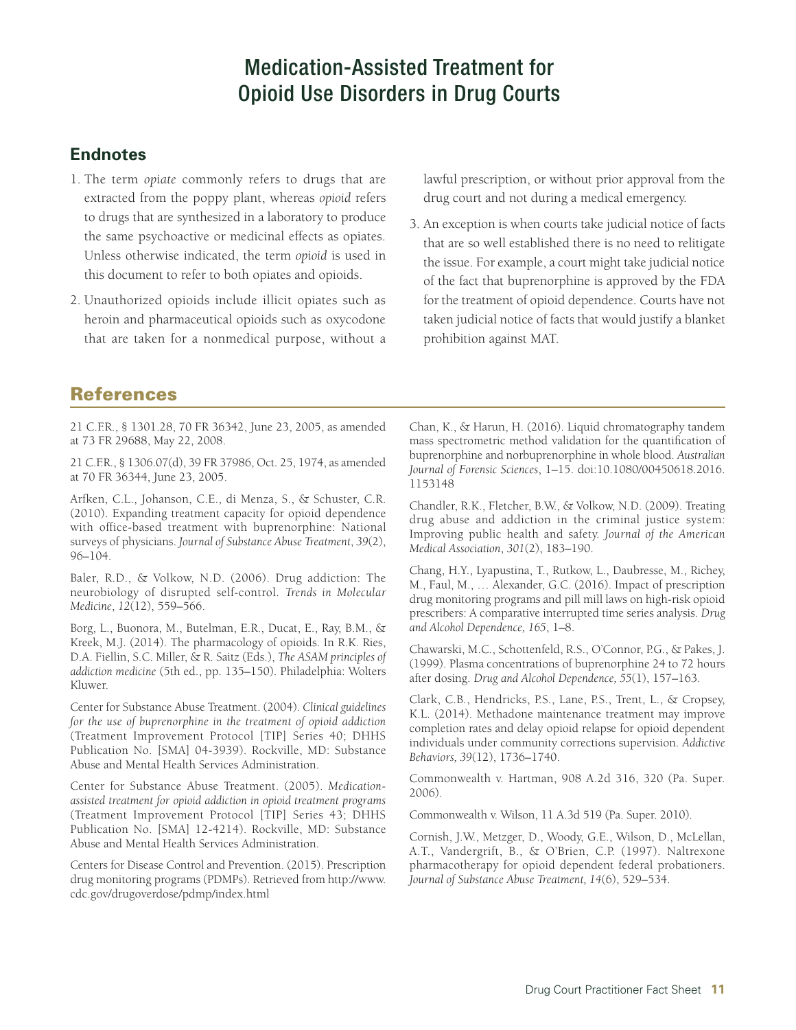# Medication-Assisted Treatment for Opioid Use Disorders in Drug Courts

## Endnotes

1. The term *opiate* commonly refers to drugs that are extracted from the poppy plant, whereas *opioid* refers to drugs that are synthesized in a laboratory to produce the same psychoactive or medicinal effects as opiates. Unless otherwise indicated, the term *opioid* is used in this document to refer to both opiates and opioids.
2. Unauthorized opioids include illicit opiates such as heroin and pharmaceutical opioids such as oxycodone that are taken for a nonmedical purpose, without a lawful prescription, or without prior approval from the drug court and not during a medical emergency.
3. An exception is when courts take judicial notice of facts that are so well established there is no need to relitigate the issue. For example, a court might take judicial notice of the fact that buprenorphine is approved by the FDA for the treatment of opioid dependence. Courts have not taken judicial notice of facts that would justify a blanket prohibition against MAT.

## References

21 C.F.R., § 1301.28, 70 FR 36342, June 23, 2005, as amended at 73 FR 29688, May 22, 2008.

21 C.F.R., § 1306.07(d), 39 FR 37986, Oct. 25, 1974, as amended at 70 FR 36344, June 23, 2005.

Arfken, C.L., Johanson, C.E., di Menza, S., & Schuster, C.R. (2010). Expanding treatment capacity for opioid dependence with office-based treatment with buprenorphine: National surveys of physicians. *Journal of Substance Abuse Treatment*, *39*(2), 96–104.

Baler, R.D., & Volkow, N.D. (2006). Drug addiction: The neurobiology of disrupted self-control. *Trends in Molecular Medicine*, *12*(12), 559–566.

Borg, L., Buonora, M., Butelman, E.R., Ducat, E., Ray, B.M., & Kreek, M.J. (2014). The pharmacology of opioids. In R.K. Ries, D.A. Fiellin, S.C. Miller, & R. Saitz (Eds.), *The ASAM principles of addiction medicine* (5th ed., pp. 135–150). Philadelphia: Wolters Kluwer.

Center for Substance Abuse Treatment. (2004). *Clinical guidelines for the use of buprenorphine in the treatment of opioid addiction* (Treatment Improvement Protocol [TIP] Series 40; DHHS Publication No. [SMA] 04-3939). Rockville, MD: Substance Abuse and Mental Health Services Administration.

Center for Substance Abuse Treatment. (2005). *Medication-assisted treatment for opioid addiction in opioid treatment programs* (Treatment Improvement Protocol [TIP] Series 43; DHHS Publication No. [SMA] 12-4214). Rockville, MD: Substance Abuse and Mental Health Services Administration.

Centers for Disease Control and Prevention. (2015). Prescription drug monitoring programs (PDMPs). Retrieved from http://www.cdc.gov/drugoverdose/pdmp/index.html

Chan, K., & Harun, H. (2016). Liquid chromatography tandem mass spectrometric method validation for the quantification of buprenorphine and norbuprenorphine in whole blood. *Australian Journal of Forensic Sciences*, 1–15. doi:10.1080/00450618.2016.1153148

Chandler, R.K., Fletcher, B.W., & Volkow, N.D. (2009). Treating drug abuse and addiction in the criminal justice system: Improving public health and safety. *Journal of the American Medical Association*, *301*(2), 183–190.

Chang, H.Y., Lyapustina, T., Rutkow, L., Daubresse, M., Richey, M., Faul, M., … Alexander, G.C. (2016). Impact of prescription drug monitoring programs and pill mill laws on high-risk opioid prescribers: A comparative interrupted time series analysis. *Drug and Alcohol Dependence, 165*, 1–8.

Chawarski, M.C., Schottenfeld, R.S., O'Connor, P.G., & Pakes, J. (1999). Plasma concentrations of buprenorphine 24 to 72 hours after dosing. *Drug and Alcohol Dependence, 55*(1), 157–163.

Clark, C.B., Hendricks, P.S., Lane, P.S., Trent, L., & Cropsey, K.L. (2014). Methadone maintenance treatment may improve completion rates and delay opioid relapse for opioid dependent individuals under community corrections supervision. *Addictive Behaviors, 39*(12), 1736–1740.

Commonwealth v. Hartman, 908 A.2d 316, 320 (Pa. Super. 2006).

Commonwealth v. Wilson, 11 A.3d 519 (Pa. Super. 2010).

Cornish, J.W., Metzger, D., Woody, G.E., Wilson, D., McLellan, A.T., Vandergrift, B., & O'Brien, C.P. (1997). Naltrexone pharmacotherapy for opioid dependent federal probationers. *Journal of Substance Abuse Treatment, 14*(6), 529–534.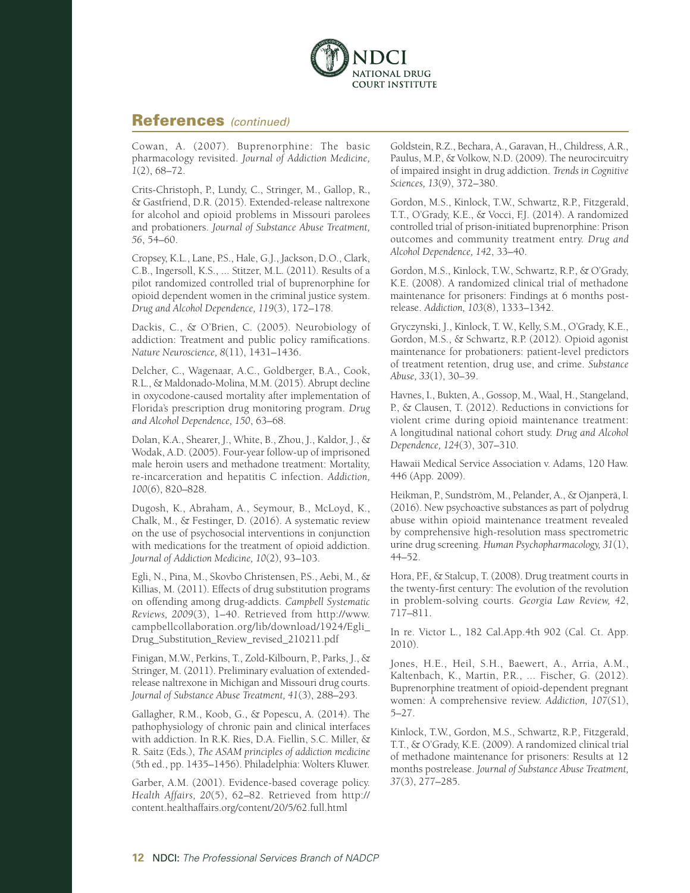## References *(continued)*

Cowan, A. (2007). Buprenorphine: The basic pharmacology revisited. *Journal of Addiction Medicine, 1*(2), 68–72.

Crits-Christoph, P., Lundy, C., Stringer, M., Gallop, R., & Gastfriend, D.R. (2015). Extended-release naltrexone for alcohol and opioid problems in Missouri parolees and probationers. *Journal of Substance Abuse Treatment, 56*, 54–60.

Cropsey, K.L., Lane, P.S., Hale, G.J., Jackson, D.O., Clark, C.B., Ingersoll, K.S., ... Stitzer, M.L. (2011). Results of a pilot randomized controlled trial of buprenorphine for opioid dependent women in the criminal justice system. *Drug and Alcohol Dependence, 119*(3), 172–178.

Dackis, C., & O'Brien, C. (2005). Neurobiology of addiction: Treatment and public policy ramifications. *Nature Neuroscience, 8*(11), 1431–1436.

Delcher, C., Wagenaar, A.C., Goldberger, B.A., Cook, R.L., & Maldonado-Molina, M.M. (2015). Abrupt decline in oxycodone-caused mortality after implementation of Florida's prescription drug monitoring program. *Drug and Alcohol Dependence, 150*, 63–68.

Dolan, K.A., Shearer, J., White, B., Zhou, J., Kaldor, J., & Wodak, A.D. (2005). Four-year follow-up of imprisoned male heroin users and methadone treatment: Mortality, re-incarceration and hepatitis C infection. *Addiction, 100*(6), 820–828.

Dugosh, K., Abraham, A., Seymour, B., McLoyd, K., Chalk, M., & Festinger, D. (2016). A systematic review on the use of psychosocial interventions in conjunction with medications for the treatment of opioid addiction. *Journal of Addiction Medicine, 10*(2), 93–103.

Egli, N., Pina, M., Skovbo Christensen, P.S., Aebi, M., & Killias, M. (2011). Effects of drug substitution programs on offending among drug-addicts. *Campbell Systematic Reviews, 2009*(3), 1–40. Retrieved from http://www.campbellcollaboration.org/lib/download/1924/Egli_Drug_Substitution_Review_revised_210211.pdf

Finigan, M.W., Perkins, T., Zold-Kilbourn, P., Parks, J., & Stringer, M. (2011). Preliminary evaluation of extended-release naltrexone in Michigan and Missouri drug courts. *Journal of Substance Abuse Treatment, 41*(3), 288–293.

Gallagher, R.M., Koob, G., & Popescu, A. (2014). The pathophysiology of chronic pain and clinical interfaces with addiction. In R.K. Ries, D.A. Fiellin, S.C. Miller, & R. Saitz (Eds.), *The ASAM principles of addiction medicine* (5th ed., pp. 1435–1456). Philadelphia: Wolters Kluwer.

Garber, A.M. (2001). Evidence-based coverage policy. *Health Affairs, 20*(5), 62–82. Retrieved from http://content.healthaffairs.org/content/20/5/62.full.html

Goldstein, R.Z., Bechara, A., Garavan, H., Childress, A.R., Paulus, M.P., & Volkow, N.D. (2009). The neurocircuitry of impaired insight in drug addiction. *Trends in Cognitive Sciences, 13*(9), 372–380.

Gordon, M.S., Kinlock, T.W., Schwartz, R.P., Fitzgerald, T.T., O'Grady, K.E., & Vocci, F.J. (2014). A randomized controlled trial of prison-initiated buprenorphine: Prison outcomes and community treatment entry. *Drug and Alcohol Dependence, 142*, 33–40.

Gordon, M.S., Kinlock, T.W., Schwartz, R.P., & O'Grady, K.E. (2008). A randomized clinical trial of methadone maintenance for prisoners: Findings at 6 months post-release. *Addiction, 103*(8), 1333–1342.

Gryczynski, J., Kinlock, T. W., Kelly, S.M., O'Grady, K.E., Gordon, M.S., & Schwartz, R.P. (2012). Opioid agonist maintenance for probationers: patient-level predictors of treatment retention, drug use, and crime. *Substance Abuse, 33*(1), 30–39.

Havnes, I., Bukten, A., Gossop, M., Waal, H., Stangeland, P., & Clausen, T. (2012). Reductions in convictions for violent crime during opioid maintenance treatment: A longitudinal national cohort study. *Drug and Alcohol Dependence, 124*(3), 307–310.

Hawaii Medical Service Association v. Adams, 120 Haw. 446 (App. 2009).

Heikman, P., Sundström, M., Pelander, A., & Ojanperä, I. (2016). New psychoactive substances as part of polydrug abuse within opioid maintenance treatment revealed by comprehensive high-resolution mass spectrometric urine drug screening. *Human Psychopharmacology, 31*(1), 44–52.

Hora, P.F., & Stalcup, T. (2008). Drug treatment courts in the twenty-first century: The evolution of the revolution in problem-solving courts. *Georgia Law Review, 42*, 717–811.

In re. Victor L., 182 Cal.App.4th 902 (Cal. Ct. App. 2010).

Jones, H.E., Heil, S.H., Baewert, A., Arria, A.M., Kaltenbach, K., Martin, P.R., ... Fischer, G. (2012). Buprenorphine treatment of opioid-dependent pregnant women: A comprehensive review. *Addiction, 107*(S1), 5–27.

Kinlock, T.W., Gordon, M.S., Schwartz, R.P., Fitzgerald, T.T., & O'Grady, K.E. (2009). A randomized clinical trial of methadone maintenance for prisoners: Results at 12 months postrelease. *Journal of Substance Abuse Treatment, 37*(3), 277–285.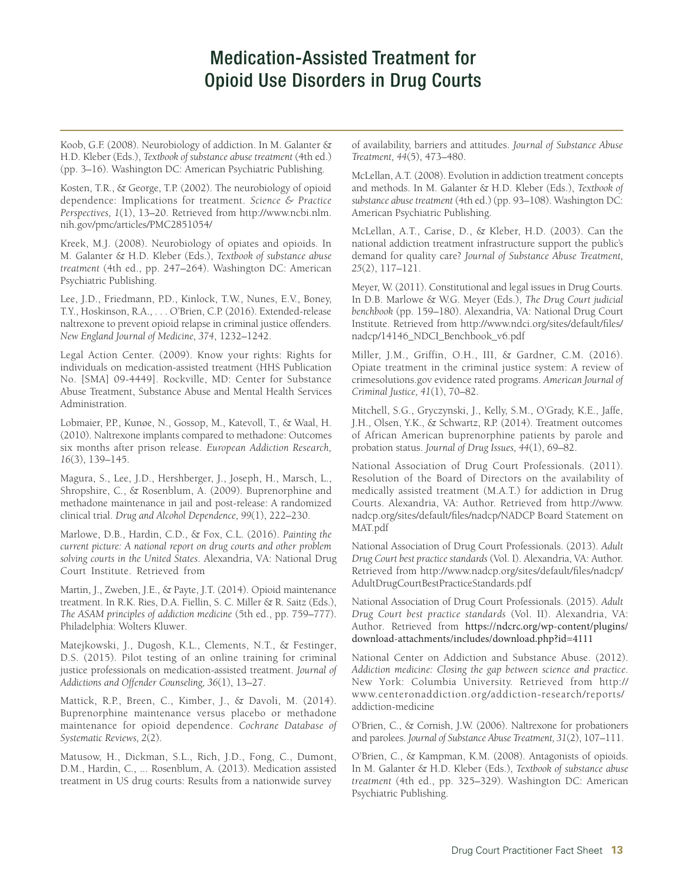Koob, G.F. (2008). Neurobiology of addiction. In M. Galanter & H.D. Kleber (Eds.), *Textbook of substance abuse treatment* (4th ed.) (pp. 3–16). Washington DC: American Psychiatric Publishing.

Kosten, T.R., & George, T.P. (2002). The neurobiology of opioid dependence: Implications for treatment. *Science & Practice Perspectives, 1*(1), 13–20. Retrieved from http://www.ncbi.nlm.nih.gov/pmc/articles/PMC2851054/

Kreek, M.J. (2008). Neurobiology of opiates and opioids. In M. Galanter & H.D. Kleber (Eds.), *Textbook of substance abuse treatment* (4th ed., pp. 247–264). Washington DC: American Psychiatric Publishing.

Lee, J.D., Friedmann, P.D., Kinlock, T.W., Nunes, E.V., Boney, T.Y., Hoskinson, R.A., . . . O'Brien, C.P. (2016). Extended-release naltrexone to prevent opioid relapse in criminal justice offenders. *New England Journal of Medicine, 374*, 1232–1242.

Legal Action Center. (2009). Know your rights: Rights for individuals on medication-assisted treatment (HHS Publication No. [SMA] 09-4449]. Rockville, MD: Center for Substance Abuse Treatment, Substance Abuse and Mental Health Services Administration.

Lobmaier, P.P., Kunøe, N., Gossop, M., Katevoll, T., & Waal, H. (2010). Naltrexone implants compared to methadone: Outcomes six months after prison release. *European Addiction Research, 16*(3), 139–145.

Magura, S., Lee, J.D., Hershberger, J., Joseph, H., Marsch, L., Shropshire, C., & Rosenblum, A. (2009). Buprenorphine and methadone maintenance in jail and post-release: A randomized clinical trial. *Drug and Alcohol Dependence, 99*(1), 222–230.

Marlowe, D.B., Hardin, C.D., & Fox, C.L. (2016). *Painting the current picture: A national report on drug courts and other problem solving courts in the United States*. Alexandria, VA: National Drug Court Institute. Retrieved from

Martin, J., Zweben, J.E., & Payte, J.T. (2014). Opioid maintenance treatment. In R.K. Ries, D.A. Fiellin, S. C. Miller & R. Saitz (Eds.), *The ASAM principles of addiction medicine* (5th ed., pp. 759–777). Philadelphia: Wolters Kluwer.

Matejkowski, J., Dugosh, K.L., Clements, N.T., & Festinger, D.S. (2015). Pilot testing of an online training for criminal justice professionals on medication-assisted treatment. *Journal of Addictions and Offender Counseling, 36*(1), 13–27.

Mattick, R.P., Breen, C., Kimber, J., & Davoli, M. (2014). Buprenorphine maintenance versus placebo or methadone maintenance for opioid dependence. *Cochrane Database of Systematic Reviews, 2*(2).

Matusow, H., Dickman, S.L., Rich, J.D., Fong, C., Dumont, D.M., Hardin, C., ... Rosenblum, A. (2013). Medication assisted treatment in US drug courts: Results from a nationwide survey of availability, barriers and attitudes. *Journal of Substance Abuse Treatment, 44*(5), 473–480.

McLellan, A.T. (2008). Evolution in addiction treatment concepts and methods. In M. Galanter & H.D. Kleber (Eds.), *Textbook of substance abuse treatment* (4th ed.) (pp. 93–108). Washington DC: American Psychiatric Publishing.

McLellan, A.T., Carise, D., & Kleber, H.D. (2003). Can the national addiction treatment infrastructure support the public's demand for quality care? *Journal of Substance Abuse Treatment, 25*(2), 117–121.

Meyer, W. (2011). Constitutional and legal issues in Drug Courts. In D.B. Marlowe & W.G. Meyer (Eds.), *The Drug Court judicial benchbook* (pp. 159–180). Alexandria, VA: National Drug Court Institute. Retrieved from http://www.ndci.org/sites/default/files/nadcp/14146_NDCI_Benchbook_v6.pdf

Miller, J.M., Griffin, O.H., III, & Gardner, C.M. (2016). Opiate treatment in the criminal justice system: A review of crimesolutions.gov evidence rated programs. *American Journal of Criminal Justice, 41*(1), 70–82.

Mitchell, S.G., Gryczynski, J., Kelly, S.M., O'Grady, K.E., Jaffe, J.H., Olsen, Y.K., & Schwartz, R.P. (2014). Treatment outcomes of African American buprenorphine patients by parole and probation status. *Journal of Drug Issues, 44*(1), 69–82.

National Association of Drug Court Professionals. (2011). Resolution of the Board of Directors on the availability of medically assisted treatment (M.A.T.) for addiction in Drug Courts. Alexandria, VA: Author. Retrieved from http://www.nadcp.org/sites/default/files/nadcp/NADCP Board Statement on MAT.pdf

National Association of Drug Court Professionals. (2013). *Adult Drug Court best practice standards* (Vol. I). Alexandria, VA: Author. Retrieved from http://www.nadcp.org/sites/default/files/nadcp/AdultDrugCourtBestPracticeStandards.pdf

National Association of Drug Court Professionals. (2015). *Adult Drug Court best practice standards* (Vol. II). Alexandria, VA: Author. Retrieved from https://ndcrc.org/wp-content/plugins/download-attachments/includes/download.php?id=4111

National Center on Addiction and Substance Abuse. (2012). *Addiction medicine: Closing the gap between science and practice*. New York: Columbia University. Retrieved from http://www.centeronaddiction.org/addiction-research/reports/addiction-medicine

O'Brien, C., & Cornish, J.W. (2006). Naltrexone for probationers and parolees. *Journal of Substance Abuse Treatment, 31*(2), 107–111.

O'Brien, C., & Kampman, K.M. (2008). Antagonists of opioids. In M. Galanter & H.D. Kleber (Eds.), *Textbook of substance abuse treatment* (4th ed., pp. 325–329). Washington DC: American Psychiatric Publishing.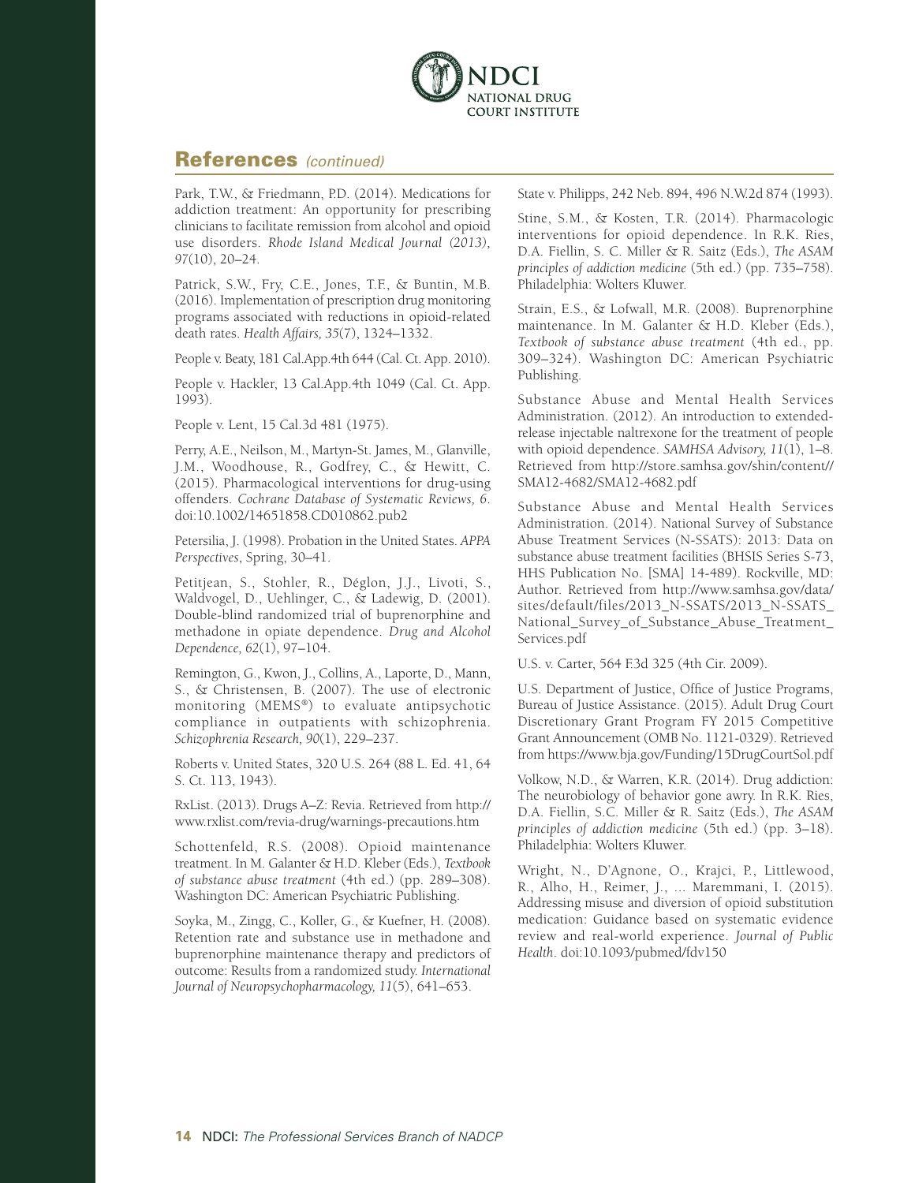## References *(continued)*

Park, T.W., & Friedmann, P.D. (2014). Medications for addiction treatment: An opportunity for prescribing clinicians to facilitate remission from alcohol and opioid use disorders. *Rhode Island Medical Journal (2013), 97*(10), 20–24.

Patrick, S.W., Fry, C.E., Jones, T.F., & Buntin, M.B. (2016). Implementation of prescription drug monitoring programs associated with reductions in opioid-related death rates. *Health Affairs, 35*(7), 1324–1332.

People v. Beaty, 181 Cal.App.4th 644 (Cal. Ct. App. 2010).

People v. Hackler, 13 Cal.App.4th 1049 (Cal. Ct. App. 1993).

People v. Lent, 15 Cal.3d 481 (1975).

Perry, A.E., Neilson, M., Martyn-St. James, M., Glanville, J.M., Woodhouse, R., Godfrey, C., & Hewitt, C. (2015). Pharmacological interventions for drug-using offenders. *Cochrane Database of Systematic Reviews, 6*. doi:10.1002/14651858.CD010862.pub2

Petersilia, J. (1998). Probation in the United States. *APPA Perspectives*, Spring, 30–41.

Petitjean, S., Stohler, R., Déglon, J.J., Livoti, S., Waldvogel, D., Uehlinger, C., & Ladewig, D. (2001). Double-blind randomized trial of buprenorphine and methadone in opiate dependence. *Drug and Alcohol Dependence, 62*(1), 97–104.

Remington, G., Kwon, J., Collins, A., Laporte, D., Mann, S., & Christensen, B. (2007). The use of electronic monitoring (MEMS®) to evaluate antipsychotic compliance in outpatients with schizophrenia. *Schizophrenia Research, 90*(1), 229–237.

Roberts v. United States, 320 U.S. 264 (88 L. Ed. 41, 64 S. Ct. 113, 1943).

RxList. (2013). Drugs A–Z: Revia. Retrieved from http://www.rxlist.com/revia-drug/warnings-precautions.htm

Schottenfeld, R.S. (2008). Opioid maintenance treatment. In M. Galanter & H.D. Kleber (Eds.), *Textbook of substance abuse treatment* (4th ed.) (pp. 289–308). Washington DC: American Psychiatric Publishing.

Soyka, M., Zingg, C., Koller, G., & Kuefner, H. (2008). Retention rate and substance use in methadone and buprenorphine maintenance therapy and predictors of outcome: Results from a randomized study. *International Journal of Neuropsychopharmacology, 11*(5), 641–653.

State v. Philipps, 242 Neb. 894, 496 N.W.2d 874 (1993).

Stine, S.M., & Kosten, T.R. (2014). Pharmacologic interventions for opioid dependence. In R.K. Ries, D.A. Fiellin, S. C. Miller & R. Saitz (Eds.), *The ASAM principles of addiction medicine* (5th ed.) (pp. 735–758). Philadelphia: Wolters Kluwer.

Strain, E.S., & Lofwall, M.R. (2008). Buprenorphine maintenance. In M. Galanter & H.D. Kleber (Eds.), *Textbook of substance abuse treatment* (4th ed., pp. 309–324). Washington DC: American Psychiatric Publishing.

Substance Abuse and Mental Health Services Administration. (2012). An introduction to extended-release injectable naltrexone for the treatment of people with opioid dependence. *SAMHSA Advisory, 11*(1), 1–8. Retrieved from http://store.samhsa.gov/shin/content//SMA12-4682/SMA12-4682.pdf

Substance Abuse and Mental Health Services Administration. (2014). National Survey of Substance Abuse Treatment Services (N-SSATS): 2013: Data on substance abuse treatment facilities (BHSIS Series S-73, HHS Publication No. [SMA] 14-489). Rockville, MD: Author. Retrieved from http://www.samhsa.gov/data/sites/default/files/2013_N-SSATS/2013_N-SSATS_National_Survey_of_Substance_Abuse_Treatment_Services.pdf

U.S. v. Carter, 564 F.3d 325 (4th Cir. 2009).

U.S. Department of Justice, Office of Justice Programs, Bureau of Justice Assistance. (2015). Adult Drug Court Discretionary Grant Program FY 2015 Competitive Grant Announcement (OMB No. 1121-0329). Retrieved from https://www.bja.gov/Funding/15DrugCourtSol.pdf

Volkow, N.D., & Warren, K.R. (2014). Drug addiction: The neurobiology of behavior gone awry. In R.K. Ries, D.A. Fiellin, S.C. Miller & R. Saitz (Eds.), *The ASAM principles of addiction medicine* (5th ed.) (pp. 3–18). Philadelphia: Wolters Kluwer.

Wright, N., D'Agnone, O., Krajci, P., Littlewood, R., Alho, H., Reimer, J., ... Maremmani, I. (2015). Addressing misuse and diversion of opioid substitution medication: Guidance based on systematic evidence review and real-world experience. *Journal of Public Health*. doi:10.1093/pubmed/fdv150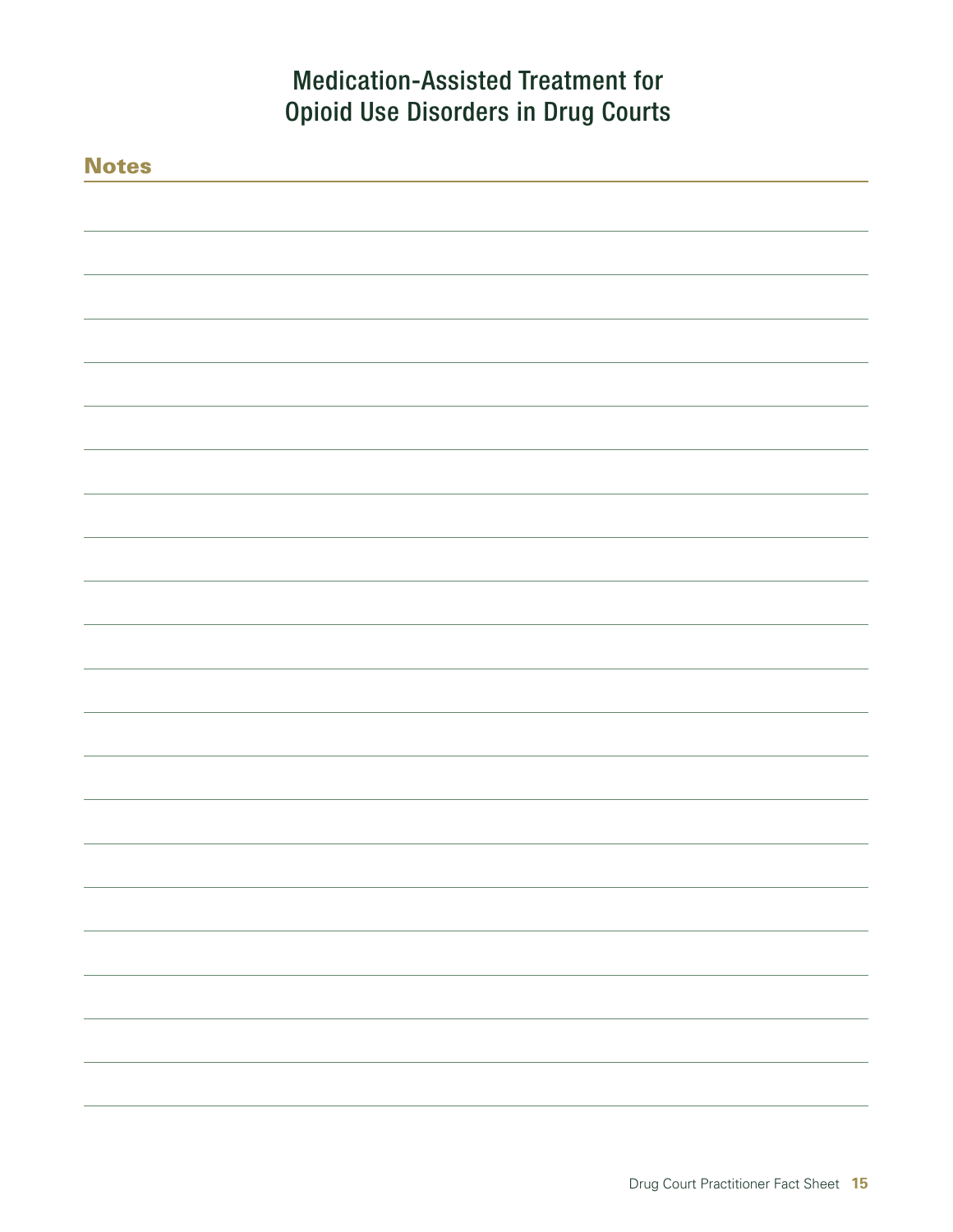## Notes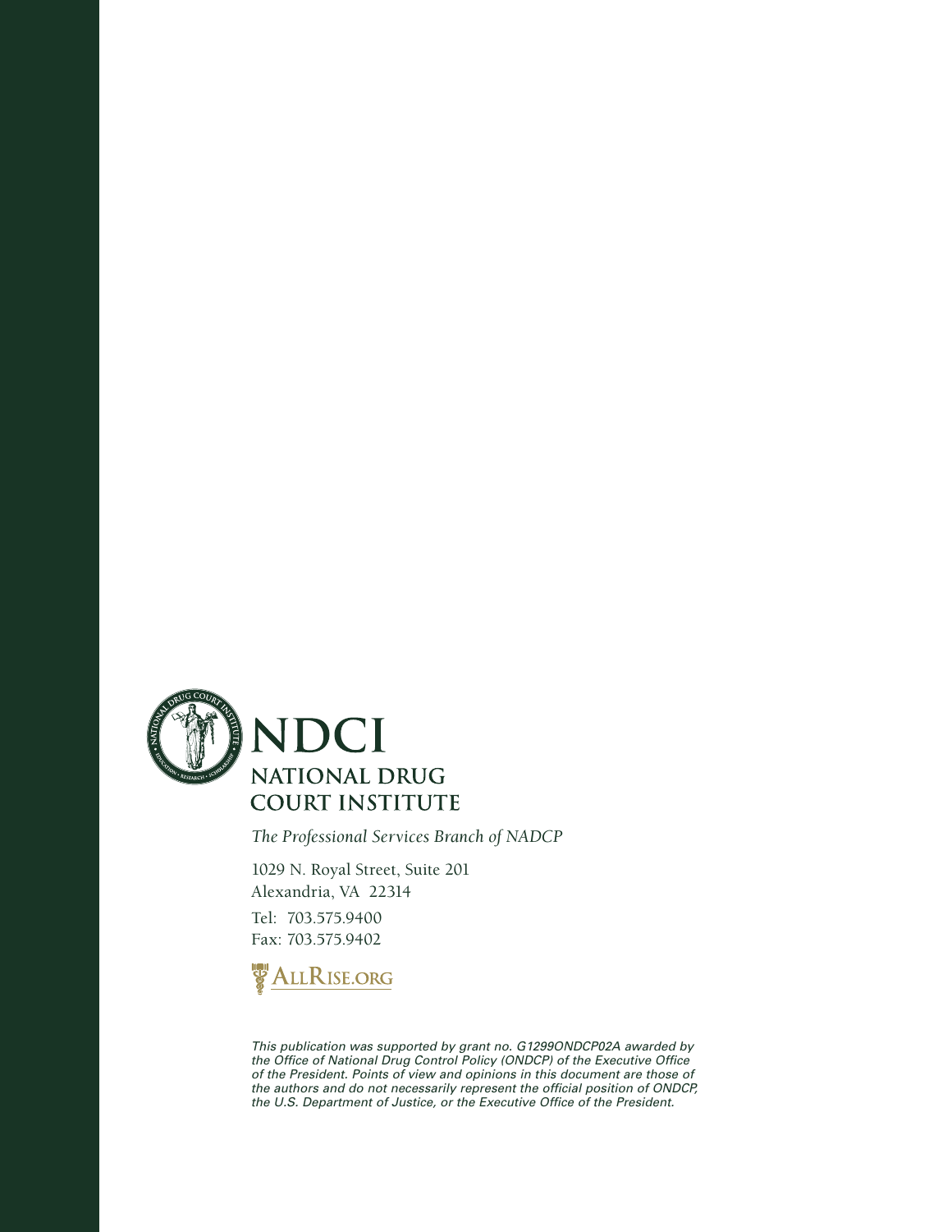# NDCI

## NATIONAL DRUG COURT INSTITUTE

*The Professional Services Branch of NADCP*

1029 N. Royal Street, Suite 201
Alexandria, VA 22314

Tel: 703.575.9400
Fax: 703.575.9402

ALLRISE.ORG

*This publication was supported by grant no. G1299ONDCP02A awarded by the Office of National Drug Control Policy (ONDCP) of the Executive Office of the President. Points of view and opinions in this document are those of the authors and do not necessarily represent the official position of ONDCP, the U.S. Department of Justice, or the Executive Office of the President.*